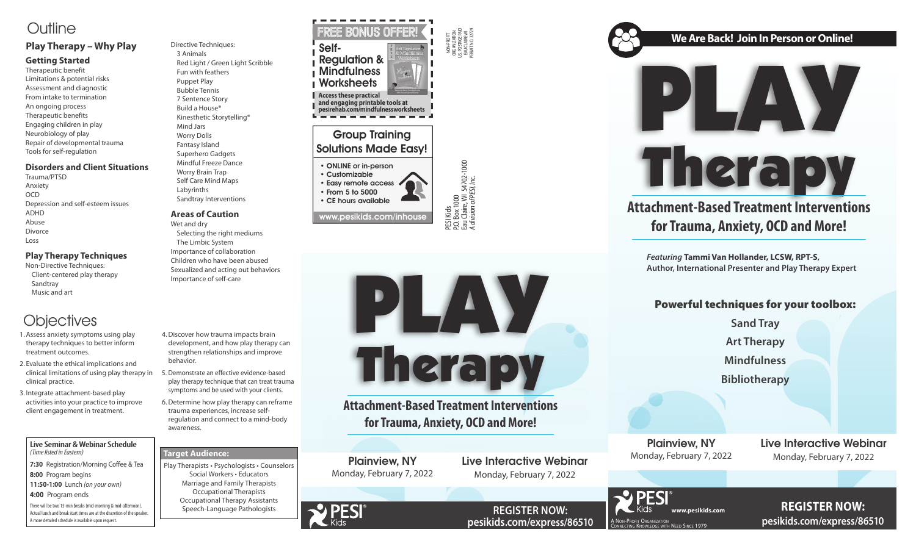# Outline

## Play Therapy – Why Play

### Getting Started

Therapeutic benefit
Limitations & potential risks
Assessment and diagnostic
From intake to termination
An ongoing process
Therapeutic benefits
Engaging children in play
Neurobiology of play
Repair of developmental trauma
Tools for self-regulation

### Disorders and Client Situations

Trauma/PTSD
Anxiety
OCD
Depression and self-esteem issues
ADHD
Abuse
Divorce
Loss

### Play Therapy Techniques

Non-Directive Techniques:
- Client-centered play therapy
- Sandtray
- Music and art

Directive Techniques:
- 3 Animals
- Red Light / Green Light Scribble
- Fun with feathers
- Puppet Play
- Bubble Tennis
- 7 Sentence Story
- Build a House®
- Kinesthetic Storytelling®
- Mind Jars
- Worry Dolls
- Fantasy Island
- Superhero Gadgets
- Mindful Freeze Dance
- Worry Brain Trap
- Self Care Mind Maps
- Labyrinths
- Sandtray Interventions

### Areas of Caution

Wet and dry
- Selecting the right mediums
- The Limbic System

Importance of collaboration
Children who have been abused
Sexualized and acting out behaviors
Importance of self-care

# Objectives

1. Assess anxiety symptoms using play therapy techniques to better inform treatment outcomes.
2. Evaluate the ethical implications and clinical limitations of using play therapy in clinical practice.
3. Integrate attachment-based play activities into your practice to improve client engagement in treatment.
4. Discover how trauma impacts brain development, and how play therapy can strengthen relationships and improve behavior.
5. Demonstrate an effective evidence-based play therapy technique that can treat trauma symptoms and be used with your clients.
6. Determine how play therapy can reframe trauma experiences, increase self-regulation and connect to a mind-body awareness.

### Live Seminar & Webinar Schedule
*(Time listed in Eastern)*

**7:30** Registration/Morning Coffee & Tea
**8:00** Program begins
**11:50-1:00** Lunch *(on your own)*
**4:00** Program ends

There will be two 15-min breaks (mid-morning & mid-afternoon). Actual lunch and break start times are at the discretion of the speaker. A more detailed schedule is available upon request.

### Target Audience:

Play Therapists • Psychologists • Counselors
Social Workers • Educators
Marriage and Family Therapists
Occupational Therapists
Occupational Therapy Assistants
Speech-Language Pathologists

## FREE BONUS OFFER!

**Self-Regulation & Mindfulness Worksheets**

**Access these practical and engaging printable tools at pesirehab.com/mindfulnessworksheets**

## Group Training Solutions Made Easy!

- ONLINE or in-person
- Customizable
- Easy remote access
- From 5 to 5000
- CE hours available

www.pesikids.com/inhouse

NON-PROFIT ORGANIZATION U.S. POSTAGE PAID EAU CLAIRE WI PERMIT NO. 32729

PESI Kids
P.O. Box 1000
Eau Claire, WI 54702-1000
*A division of PESI, Inc.*

# PLAY Therapy

## Attachment-Based Treatment Interventions for Trauma, Anxiety, OCD and More!

**Plainview, NY**
Monday, February 7, 2022

**Live Interactive Webinar**
Monday, February 7, 2022

PESI Kids

**REGISTER NOW:**
**pesikids.com/express/86510**

---

## We Are Back! Join In Person or Online!

# PLAY Therapy

## Attachment-Based Treatment Interventions for Trauma, Anxiety, OCD and More!

*Featuring* **Tammi Van Hollander, LCSW, RPT-S, Author, International Presenter and Play Therapy Expert**

### Powerful techniques for your toolbox:

**Sand Tray**
**Art Therapy**
**Mindfulness**
**Bibliotherapy**

**Plainview, NY**
Monday, February 7, 2022

**Live Interactive Webinar**
Monday, February 7, 2022

PESI Kids **www.pesikids.com**
A Non-Profit Organization Connecting Knowledge with Need Since 1979

**REGISTER NOW:**
**pesikids.com/express/86510**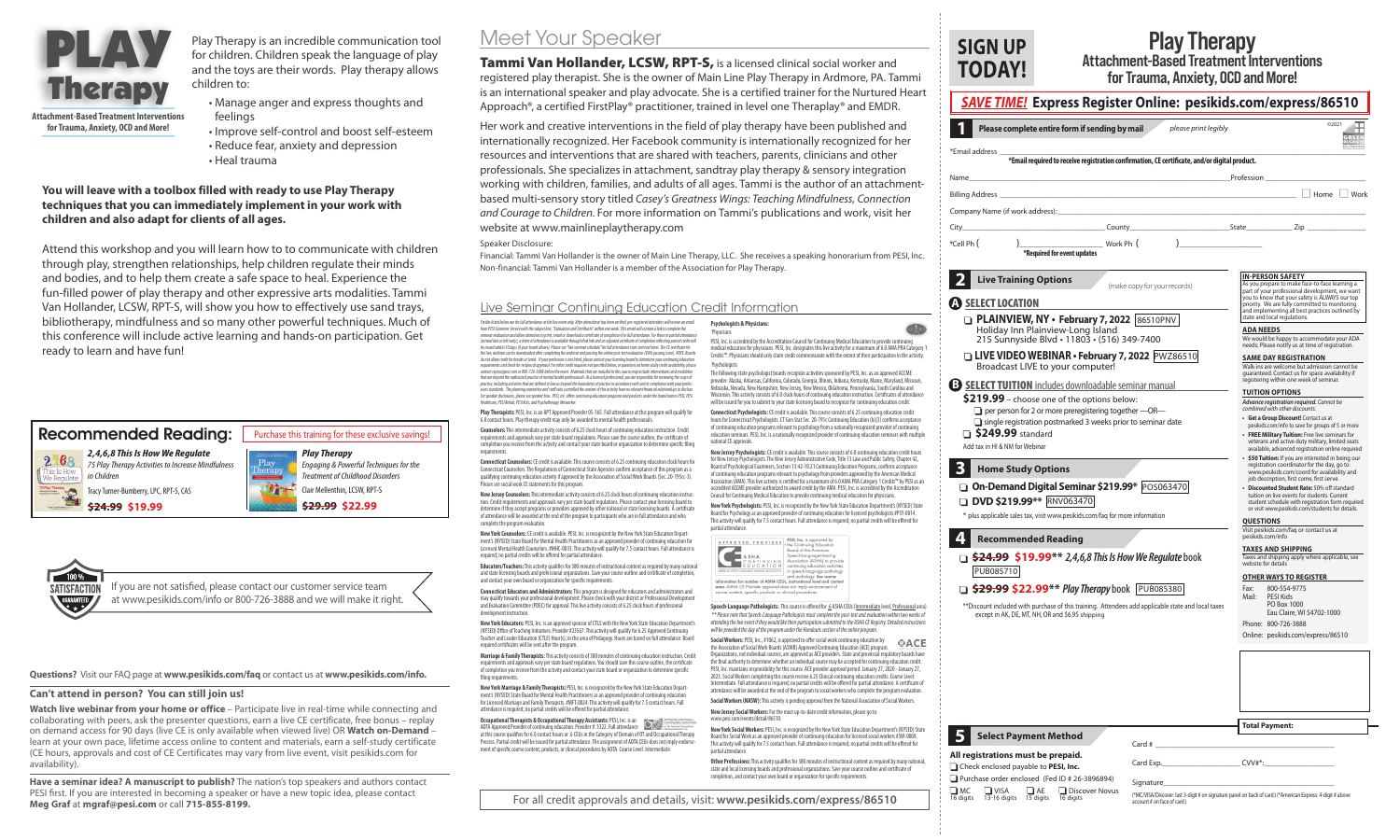# PLAY Therapy

**Attachment-Based Treatment Interventions for Trauma, Anxiety, OCD and More!**

Play Therapy is an incredible communication tool for children. Children speak the language of play and the toys are their words. Play therapy allows children to:

- Manage anger and express thoughts and feelings
- Improve self-control and boost self-esteem
- Reduce fear, anxiety and depression
- Heal trauma

**You will leave with a toolbox filled with ready to use Play Therapy techniques that you can immediately implement in your work with children and also adapt for clients of all ages.**

Attend this workshop and you will learn how to to communicate with children through play, strengthen relationships, help children regulate their minds and bodies, and to help them create a safe space to heal. Experience the fun-filled power of play therapy and other expressive arts modalities. Tammi Van Hollander, LCSW, RPT-S, will show you how to effectively use sand trays, bibliotherapy, mindfulness and so many other powerful techniques. Much of this conference will include active learning and hands-on participation. Get ready to learn and have fun!

## Recommended Reading:

Purchase this training for these exclusive savings!

*2,4,6,8 This Is How We Regulate*
*75 Play Therapy Activities to Increase Mindfulness in Children*
Tracy Turner-Bumberry, LPC, RPT-S, CAS
~~$24.99~~ $19.99

*Play Therapy*
*Engaging & Powerful Techniques for the Treatment of Childhood Disorders*
Clair Mellenthin, LCSW, RPT-S
~~$29.99~~ $22.99

100% SATISFACTION GUARANTEED

If you are not satisfied, please contact our customer service team at www.pesikids.com/info or 800-726-3888 and we will make it right.

**Questions?** Visit our FAQ page at **www.pesikids.com/faq** or contact us at **www.pesikids.com/info.**

**Can't attend in person? You can still join us!**

**Watch live webinar from your home or office** – Participate live in real-time while connecting and collaborating with peers, ask the presenter questions, earn a live CE certificate, free bonus – replay on demand access for 90 days (live CE is only available when viewed live) OR **Watch on-Demand** – learn at your own pace, lifetime access online to content and materials, earn a self-study certificate (CE hours, approvals and cost of CE Certificates may vary from live event, visit pesikids.com for availability).

**Have a seminar idea? A manuscript to publish?** The nation's top speakers and authors contact PESI first. If you are interested in becoming a speaker or have a new topic idea, please contact **Meg Graf** at **mgraf@pesi.com** or call **715-855-8199.**

# Meet Your Speaker

**Tammi Van Hollander, LCSW, RPT-S,** is a licensed clinical social worker and registered play therapist. She is the owner of Main Line Play Therapy in Ardmore, PA. Tammi is an international speaker and play advocate. She is a certified trainer for the Nurtured Heart Approach®, a certified FirstPlay® practitioner, trained in level one Theraplay® and EMDR.

Her work and creative interventions in the field of play therapy have been published and internationally recognized. Her Facebook community is internationally recognized for her resources and interventions that are shared with teachers, parents, clinicians and other professionals. She specializes in attachment, sandtray play therapy & sensory integration working with children, families, and adults of all ages. Tammi is the author of an attachment-based multi-sensory story titled *Casey's Greatness Wings: Teaching Mindfulness, Connection and Courage to Children.* For more information on Tammi's publications and work, visit her website at www.mainlineplaytherapy.com

Speaker Disclosure:

Financial: Tammi Van Hollander is the owner of Main Line Therapy, LLC. She receives a speaking honorarium from PESI, Inc.
Non-financial: Tammi Van Hollander is a member of the Association for Play Therapy.

## Live Seminar Continuing Education Credit Information

*Credits listed below are for full attendance at the live event only. After attendance has been verified, pre-registered attendees will receive an email from PESI Customer Service with the subject line, "Evaluation and Certificate" within one week. This email will contain a link to complete the seminar evaluation and allow attendees to print, email or download a certificate of completion if in full attendance. For those in partial attendance (arrived late or left early), a letter of attendance is available through that link and an adjusted certificate of completion reflecting partial credit will be issued within 30 days (if your board allows). Please see "Live seminar schedule" for full attendance start and end times. The CE certificate for the live, webinar can be downloaded after completing the webinar and passing the online post-test evaluation (80% passing score). NOTE: Boards do not allow credit for breaks or lunch. If your profession is not listed, please contact your licensing board to determine your continuing education requirements and check for reciprocal approval. For other credit inquiries not specified below, or questions on home study credit availability, please contact cepesi@pesi.com or 800-726-3888 before the event. Materials that are included in this course may include interventions and modalities that are beyond the authorized practice of mental health professionals. As a licensed professional, you are responsible for reviewing the scope of practice, including activities that are defined in law as beyond the boundaries of practice in accordance with and in compliance with your professions standards. The planning committee and staff who controlled the content of this activity have no relevant financial relationships to disclose. For speaker disclosures, please see speaker bios. PESI, Inc. offers continuing education programs and products under the brand names PESI, PESI Healthcare, PESI Rehab, PESI Kids, and Psychotherapy Networker.*

**Play Therapists:** PESI, Inc. is an APT Approved Provider 05-165. Full attendance at this program will qualify for 6.0 contact hours. Play therapy credit may only be awarded to mental health professionals.

**Counselors:** This intermediate activity consists of 6.25 clock hours of continuing education instruction. Credit requirements and approvals vary per state board regulations. Please save the course outline, the certificate of completion you receive from the activity and contact your state board or organization to determine specific filing requirements.

**Connecticut Counselors:** CE credit is available. This course consists of 6.25 continuing education clock hours for Connecticut Counselors. The Regulations of Connecticut State Agencies confirm acceptance of this program as a qualifying continuing education activity if approved by the Association of Social Work Boards (Sec. 20-195cc-3). Please see social work CE statements for this program.

**New Jersey Counselors:** This intermediate activity consists of 6.25 clock hours of continuing education instruction. Credit requirements and approvals vary per state board regulations. Please contact your licensing board to determine if they accept programs or providers approved by other national or state licensing boards. A certificate of attendance will be awarded at the end of the program to participants who are in full attendance and who complete the program evaluation.

**New York Counselors:** CE credit is available. PESI, Inc. is recognized by the New York State Education Department's (NYSED) State Board for Mental Health Practitioners as an approved provider of continuing education for Licensed Mental Health Counselors. #MHC-0033. This activity will qualify for 7.5 contact hours. Full attendance is required; no partial credit will be offered for partial attendance.

**Educators/Teachers:** This activity qualifies for 380 minutes of instructional content as required by many national and state licensing boards and professional organizations. Save your course outline and certificate of completion, and contact your own board or organization for specific requirements.

**Connecticut Educators and Administrators:** This program is designed for educators and administrators and may qualify towards your professional development. Please check with your district or Professional Development and Evaluation Committee (PDEC) for approval. This live activity consists of 6.25 clock hours of professional development instruction.

**New York Educators:** PESI, Inc. is an approved sponsor of CTLE with the New York State Education Department's (NYSED) Office of Teaching Initiatives. Provider #23567. This activity will qualify for 6.25 Approved Continuing Teacher and Leader Education (CTLE) Hour(s), in the area of Pedagogy. Hours are based on full attendance. Board required certificates will be sent after the program.

**Marriage & Family Therapists:** This activity consists of 380 minutes of continuing education instruction. Credit requirements and approvals vary per state board regulations. You should save this course outline, the certificate of completion you receive from the activity and contact your state board or organization to determine specific filing requirements.

**New York Marriage & Family Therapists:** PESI, Inc. is recognized by the New York State Education Department's (NYSED) State Board for Mental Health Practitioners as an approved provider of continuing education for Licensed Marriage and Family Therapists. #MFT-0024. This activity will qualify for 7.5 contact hours. Full attendance is required; no partial credit will be offered for partial attendance.

**Occupational Therapists & Occupational Therapy Assistants:** PESI, Inc. is an AOTA Approved Provider of continuing education. Provider #: 3322. Full attendance at this course qualifies for 6.0 contact hours or .6 CEUs in the Category of Domain of OT and Occupational Therapy Process. Partial credit will be issued for partial attendance. The assignment of AOTA CEUs does not imply endorsement of specific course content, products, or clinical procedures by AOTA. Course Level: Intermediate.

**Psychologists & Physicians:**

Physicians

PESI, Inc. is accredited by the Accreditation Council for Continuing Medical Education to provide continuing medical education for physicians. PESI, Inc. designates this live activity for a maximum of 6.0 AMA PRA Category 1 Credits™. Physicians should only claim credit commensurate with the extent of their participation in the activity.

Psychologists

The following state psychologist boards recognize activities sponsored by PESI, Inc. as an approved ACCME provider: Alaska, Arkansas, California, Colorado, Georgia, Illinois, Indiana, Kentucky, Maine, Maryland, Missouri, Nebraska, Nevada, New Hampshire, New Jersey, New Mexico, Oklahoma, Pennsylvania, South Carolina and Wisconsin. This activity consists of 6.0 clock hours of continuing education instruction. Certificates of attendance will be issued for you to submit to your state licensing board to recognize for continuing education credit.

**Connecticut Psychologists:** CE credit is available. This course consists of 6.25 continuing education credit hours for Connecticut Psychologists. CT Gen Stat Sec. 20-195c Continuing Education (b)(3) confirms acceptance of continuing education programs relevant to psychology from a nationally recognized provider of continuing education seminars. PESI, Inc. is a nationally recognized provider of continuing education seminars with multiple national CE approvals.

**New Jersey Psychologists:** CE credit is available. This course consists of 6.0 continuing education credit hours for New Jersey Psychologists. The New Jersey Administrative Code, Title 13 Law and Public Safety, Chapter 42, Board of Psychological Examiners, Section 13:42-10.21 Continuing Education Programs, confirms acceptance of continuing education programs relevant to psychology from providers approved by the American Medical Association (AMA). This live activity is certified for a maximum of 6.0 AMA PRA Category 1 Credits™ by PESI as an accredited ACCME provider authorized to award credit by the AMA. PESI, Inc. is accredited by the Accreditation Council for Continuing Medical Education to provide continuing medical education for physicians.

**New York Psychologists:** PESI, Inc. is recognized by the New York State Education Department's (NYSED) State Board for Psychology as an approved provider of continuing education for licensed psychologists #PSY-0014. This activity will qualify for 7.5 contact hours. Full attendance is required; no partial credits will be offered for partial attendance.

APPROVED PROVIDER — ASHA CONTINUING EDUCATION — PESI, Inc. is approved by the Continuing Education Board of the American Speech-Language-Hearing Association (ASHA) to provide continuing education activities in speech-language pathology and audiology. See course information for number of ASHA CEUs, instructional level and content area. ASHA CE Provider approval does not imply endorsement of course content, specific products or clinical procedures.

**Speech-Language Pathologists:** This course is offered for .6 ASHA CEUs (Intermediate level, Professional area).
*\*\* Please note that Speech-Language Pathologists must complete the post-test and evaluation within two weeks of attending the live event if they would like their participation submitted to the ASHA CE Registry. Detailed instructions will be provided the day of the program under the Handouts section of the online program.*

**Social Workers:** PESI, Inc., #1062, is approved to offer social work continuing education by the Association of Social Work Boards (ASWB) Approved Continuing Education (ACE) program. Organizations, not individual courses, are approved as ACE providers. State and provincial regulatory boards have the final authority to determine whether an individual course may be accepted for continuing education credit. PESI, Inc. maintains responsibility for this course. ACE provider approval period: January 27, 2020 - January 27, 2023. Social Workers completing this course receive 6.25 Clinical continuing education credits. Course Level: Intermediate. Full attendance is required; no partial credits will be offered for partial attendance. A certificate of attendance will be awarded at the end of the program to social workers who complete the program evaluation.

**Social Workers (NASW):** This activity is pending approval from the National Association of Social Workers.

**New Jersey Social Workers:** For the most up-to-date credit information, please go to: www.pesi.com/events/detail/86510.

**New York Social Workers:** PESI, Inc. is recognized by the New York State Education Department's (NYSED) State Board for Social Work as an approved provider of continuing education for licensed social workers #SW-0008. This activity will qualify for 7.5 contact hours. Full attendance is required; no partial credits will be offered for partial attendance.

**Other Professions:** This activity qualifies for 380 minutes of instructional content as required by many national, state and local licensing boards and professional organizations. Save your course outline and certificate of completion, and contact your own board or organization for specific requirements.

For all credit approvals and details, visit: **www.pesikids.com/express/86510**

# SIGN UP TODAY!

# Play Therapy
## Attachment-Based Treatment Interventions for Trauma, Anxiety, OCD and More!

***SAVE TIME!*** **Express Register Online: pesikids.com/express/86510**

**1 Please complete entire form if sending by mail** *please print legibly*

*Email address ______
**\*Email required to receive registration confirmation, CE certificate, and/or digital product.**

Name ______ Profession ______

Billing Address ______ ☐ Home ☐ Work

Company Name (if work address): ______

City ______ County ______ State ______ Zip ______

*Cell Ph ( ) ______ Work Ph ( ) ______
**\*Required for event updates**

**2 Live Training Options** (make copy for your records)

**A SELECT LOCATION**

☐ **PLAINVIEW, NY • February 7, 2022** 86510PNV
Holiday Inn Plainview-Long Island
215 Sunnyside Blvd • 11803 • (516) 349-7400

☐ **LIVE VIDEO WEBINAR • February 7, 2022** PWZ86510
Broadcast LIVE to your computer!

**B SELECT TUITION** includes downloadable seminar manual

**$219.99** – choose one of the options below:
☐ per person for 2 or more preregistering together —OR—
☐ single registration postmarked 3 weeks prior to seminar date

☐ **$249.99** standard

Add tax in HI & NM for Webinar

**3 Home Study Options**

☐ **On-Demand Digital Seminar $219.99\*** POS063470
☐ **DVD $219.99\*\*** RNV063470

\* plus applicable sales tax, visit www.pesikids.com/faq for more information

**4 Recommended Reading**

☐ ~~$24.99~~ **$19.99\*\*** *2,4,6,8 This Is How We Regulate* book PUB085710

☐ ~~$29.99~~ **$22.99\*\*** *Play Therapy* book PUB085380

\*\*Discount included with purchase of this training. Attendees add applicable state and local taxes except in AK, DE, MT, NH, OR and $6.95 shipping

**5 Select Payment Method**

**All registrations must be prepaid.**
☐ Check enclosed payable to **PESI, Inc.**
☐ Purchase order enclosed (Fed ID # 26-3896894)
☐ MC 16 digits ☐ VISA 13-16 digits ☐ AE 15 digits ☐ Discover Novus 16 digits

Card # ______
Card Exp. ______ CVV#\*: ______
Signature ______

(\*MC/VISA/Discover: last 3-digit # on signature panel on back of card.) (\*American Express: 4-digit # above account # on face of card.)

**IN-PERSON SAFETY**
As you prepare to make face-to-face learning a part of your professional development, we want you to know that your safety is ALWAYS our top priority. We are fully committed to monitoring and implementing all best practices outlined by state and local regulations.

**ADA NEEDS**
We would be happy to accommodate your ADA needs; Please notify us at time of registration.

**SAME DAY REGISTRATION**
Walk-ins are welcome but admission cannot be guaranteed. Contact us for space availability if registering within one week of seminar.

**TUITION OPTIONS**
*Advance registration required. Cannot be combined with other discounts.*

- **Get a Group Discount!** Contact us at pesikids.com/info to save for groups of 5 or more
- **FREE Military Tuition:** Free live seminars for veterans and active duty military, limited seats available, advanced registration online required
- **$50 Tuition:** If you are interested in being our registration coordinator for the day, go to: www.pesikids.com/coord for availability and job description, first come, first serve.
- **Discounted Student Rate:** 50% off standard tuition on live events for students. Current student schedule with registration form required or visit www.pesikids.com/students for details.

**QUESTIONS**
Visit pesikids.com/faq or contact us at pesikids.com/info

**TAXES AND SHIPPING**
Taxes and shipping apply where applicable, see website for details

**OTHER WAYS TO REGISTER**
Fax: 800-554-9775
Mail: PESI Kids
PO Box 1000
Eau Claire, WI 54702-1000
Phone: 800-726-3888
Online: pesikids.com/express/86510

**Total Payment:**